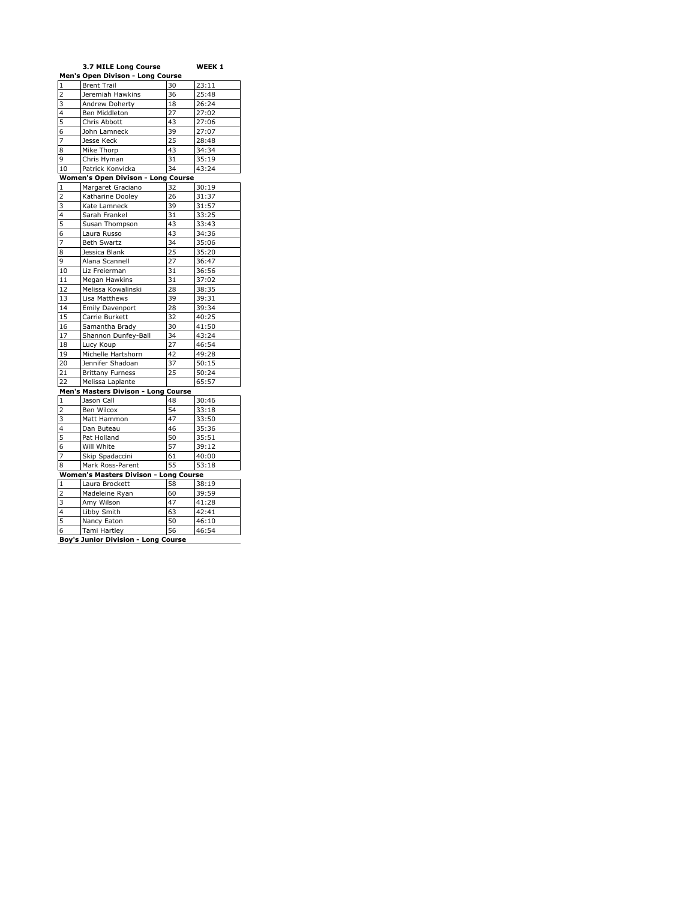**3.7 MILE Long Course** **WEEK 1**

**Men's Open Divison - Long Course**

| | | | |
|---|---|---|---|
| 1 | Brent Trail | 30 | 23:11 |
| 2 | Jeremiah Hawkins | 36 | 25:48 |
| 3 | Andrew Doherty | 18 | 26:24 |
| 4 | Ben Middleton | 27 | 27:02 |
| 5 | Chris Abbott | 43 | 27:06 |
| 6 | John Lamneck | 39 | 27:07 |
| 7 | Jesse Keck | 25 | 28:48 |
| 8 | Mike Thorp | 43 | 34:34 |
| 9 | Chris Hyman | 31 | 35:19 |
| 10 | Patrick Konvicka | 34 | 43:24 |

**Women's Open Divison - Long Course**

| | | | |
|---|---|---|---|
| 1 | Margaret Graciano | 32 | 30:19 |
| 2 | Katharine Dooley | 26 | 31:37 |
| 3 | Kate Lamneck | 39 | 31:57 |
| 4 | Sarah Frankel | 31 | 33:25 |
| 5 | Susan Thompson | 43 | 33:43 |
| 6 | Laura Russo | 43 | 34:36 |
| 7 | Beth Swartz | 34 | 35:06 |
| 8 | Jessica Blank | 25 | 35:20 |
| 9 | Alana Scannell | 27 | 36:47 |
| 10 | Liz Freierman | 31 | 36:56 |
| 11 | Megan Hawkins | 31 | 37:02 |
| 12 | Melissa Kowalinski | 28 | 38:35 |
| 13 | Lisa Matthews | 39 | 39:31 |
| 14 | Emily Davenport | 28 | 39:34 |
| 15 | Carrie Burkett | 32 | 40:25 |
| 16 | Samantha Brady | 30 | 41:50 |
| 17 | Shannon Dunfey-Ball | 34 | 43:24 |
| 18 | Lucy Koup | 27 | 46:54 |
| 19 | Michelle Hartshorn | 42 | 49:28 |
| 20 | Jennifer Shadoan | 37 | 50:15 |
| 21 | Brittany Furness | 25 | 50:24 |
| 22 | Melissa Laplante | | 65:57 |

**Men's Masters Divison - Long Course**

| | | | |
|---|---|---|---|
| 1 | Jason Call | 48 | 30:46 |
| 2 | Ben Wilcox | 54 | 33:18 |
| 3 | Matt Hammon | 47 | 33:50 |
| 4 | Dan Buteau | 46 | 35:36 |
| 5 | Pat Holland | 50 | 35:51 |
| 6 | Will White | 57 | 39:12 |
| 7 | Skip Spadaccini | 61 | 40:00 |
| 8 | Mark Ross-Parent | 55 | 53:18 |

**Women's Masters Divison - Long Course**

| | | | |
|---|---|---|---|
| 1 | Laura Brockett | 58 | 38:19 |
| 2 | Madeleine Ryan | 60 | 39:59 |
| 3 | Amy Wilson | 47 | 41:28 |
| 4 | Libby Smith | 63 | 42:41 |
| 5 | Nancy Eaton | 50 | 46:10 |
| 6 | Tami Hartley | 56 | 46:54 |

**Boy's Junior Division - Long Course**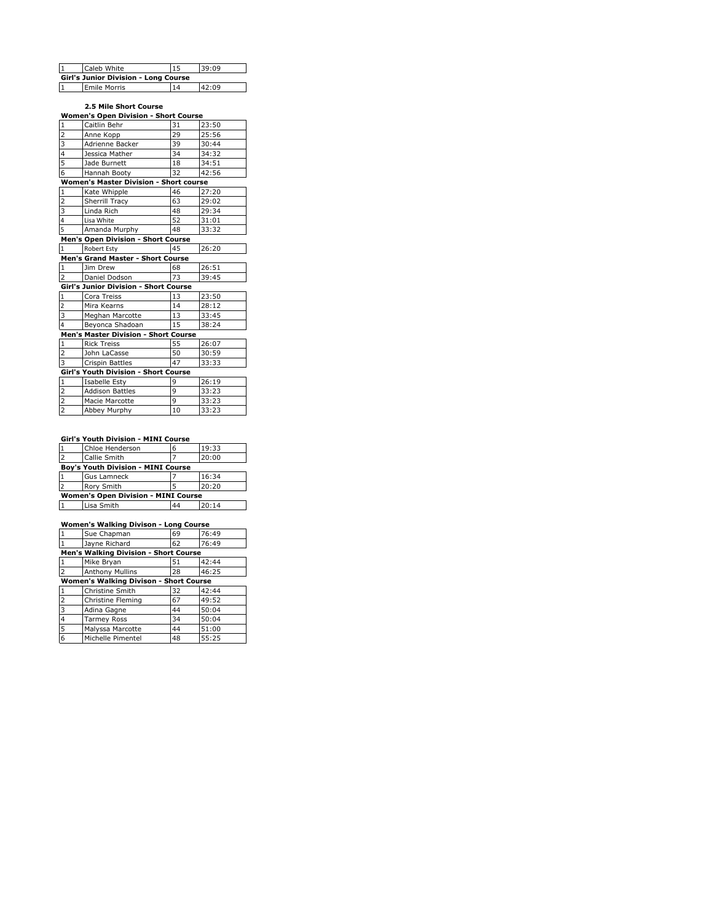| | | | |
|---|---|---|---|
| 1 | Caleb White | 15 | 39:09 |

**Girl's Junior Division - Long Course**

| | | | |
|---|---|---|---|
| 1 | Emile Morris | 14 | 42:09 |

## 2.5 Mile Short Course

**Women's Open Division - Short Course**

| | | | |
|---|---|---|---|
| 1 | Caitlin Behr | 31 | 23:50 |
| 2 | Anne Kopp | 29 | 25:56 |
| 3 | Adrienne Backer | 39 | 30:44 |
| 4 | Jessica Mather | 34 | 34:32 |
| 5 | Jade Burnett | 18 | 34:51 |
| 6 | Hannah Booty | 32 | 42:56 |

**Women's Master Division - Short course**

| | | | |
|---|---|---|---|
| 1 | Kate Whipple | 46 | 27:20 |
| 2 | Sherrill Tracy | 63 | 29:02 |
| 3 | Linda Rich | 48 | 29:34 |
| 4 | Lisa White | 52 | 31:01 |
| 5 | Amanda Murphy | 48 | 33:32 |

**Men's Open Division - Short Course**

| | | | |
|---|---|---|---|
| 1 | Robert Esty | 45 | 26:20 |

**Men's Grand Master - Short Course**

| | | | |
|---|---|---|---|
| 1 | Jim Drew | 68 | 26:51 |
| 2 | Daniel Dodson | 73 | 39:45 |

**Girl's Junior Division - Short Course**

| | | | |
|---|---|---|---|
| 1 | Cora Treiss | 13 | 23:50 |
| 2 | Mira Kearns | 14 | 28:12 |
| 3 | Meghan Marcotte | 13 | 33:45 |
| 4 | Beyonca Shadoan | 15 | 38:24 |

**Men's Master Division - Short Course**

| | | | |
|---|---|---|---|
| 1 | Rick Treiss | 55 | 26:07 |
| 2 | John LaCasse | 50 | 30:59 |
| 3 | Crispin Battles | 47 | 33:33 |

**Girl's Youth Division - Short Course**

| | | | |
|---|---|---|---|
| 1 | Isabelle Esty | 9 | 26:19 |
| 2 | Addison Battles | 9 | 33:23 |
| 2 | Macie Marcotte | 9 | 33:23 |
| 2 | Abbey Murphy | 10 | 33:23 |

**Girl's Youth Division - MINI Course**

| | | | |
|---|---|---|---|
| 1 | Chloe Henderson | 6 | 19:33 |
| 2 | Callie Smith | 7 | 20:00 |

**Boy's Youth Division - MINI Course**

| | | | |
|---|---|---|---|
| 1 | Gus Lamneck | 7 | 16:34 |
| 2 | Rory Smith | 5 | 20:20 |

**Women's Open Division - MINI Course**

| | | | |
|---|---|---|---|
| 1 | Lisa Smith | 44 | 20:14 |

**Women's Walking Divison - Long Course**

| | | | |
|---|---|---|---|
| 1 | Sue Chapman | 69 | 76:49 |
| 1 | Jayne Richard | 62 | 76:49 |

**Men's Walking Division - Short Course**

| | | | |
|---|---|---|---|
| 1 | Mike Bryan | 51 | 42:44 |
| 2 | Anthony Mullins | 28 | 46:25 |

**Women's Walking Divison - Short Course**

| | | | |
|---|---|---|---|
| 1 | Christine Smith | 32 | 42:44 |
| 2 | Christine Fleming | 67 | 49:52 |
| 3 | Adina Gagne | 44 | 50:04 |
| 4 | Tarmey Ross | 34 | 50:04 |
| 5 | Malyssa Marcotte | 44 | 51:00 |
| 6 | Michelle Pimentel | 48 | 55:25 |